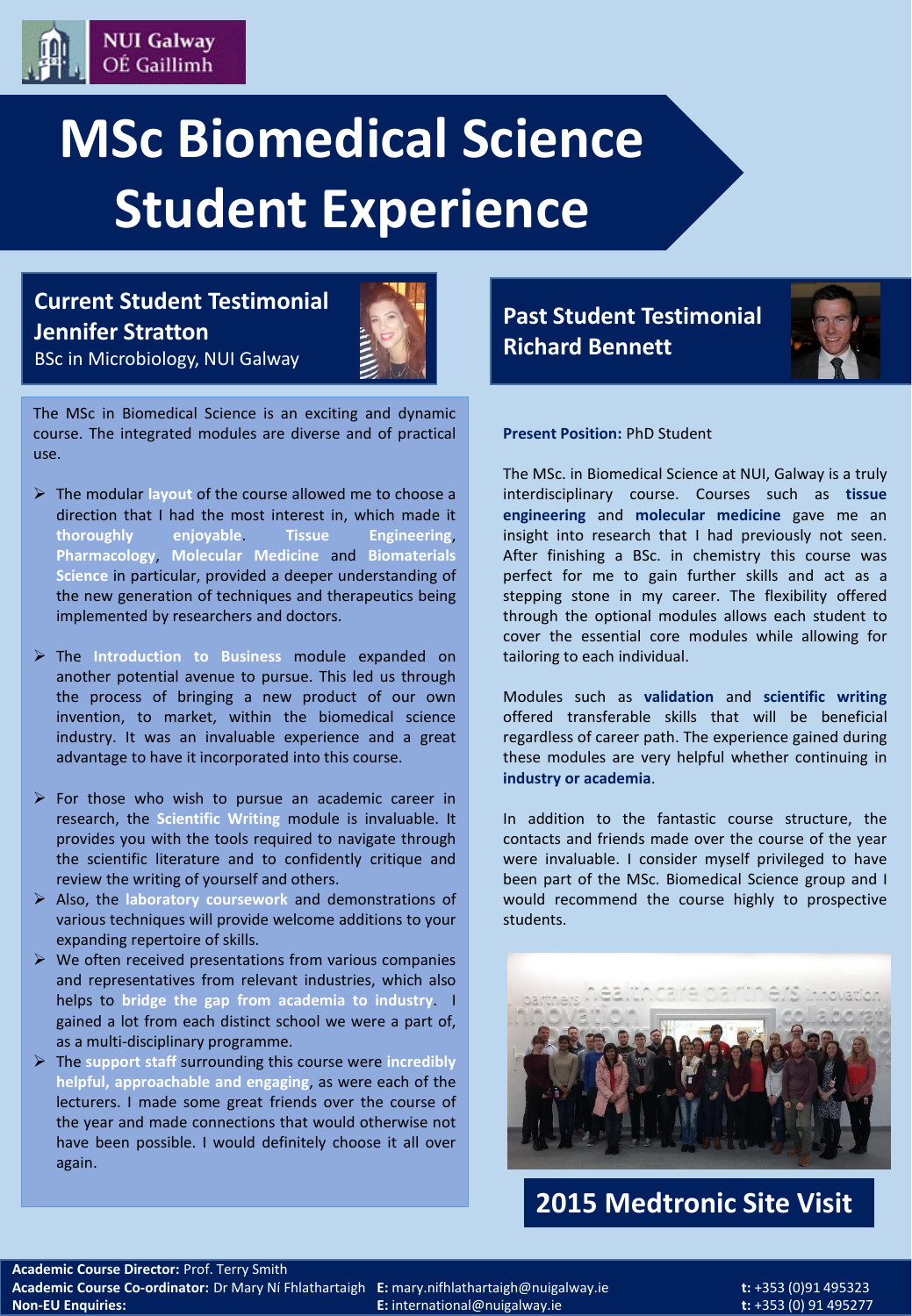NUI Galway
OÉ Gaillimh

# MSc Biomedical Science Student Experience

## Current Student Testimonial Jennifer Stratton

BSc in Microbiology, NUI Galway

The MSc in Biomedical Science is an exciting and dynamic course. The integrated modules are diverse and of practical use.

- The modular **layout** of the course allowed me to choose a direction that I had the most interest in, which made it **thoroughly enjoyable**. **Tissue Engineering**, **Pharmacology**, **Molecular Medicine** and **Biomaterials Science** in particular, provided a deeper understanding of the new generation of techniques and therapeutics being implemented by researchers and doctors.
- The **Introduction to Business** module expanded on another potential avenue to pursue. This led us through the process of bringing a new product of our own invention, to market, within the biomedical science industry. It was an invaluable experience and a great advantage to have it incorporated into this course.
- For those who wish to pursue an academic career in research, the **Scientific Writing** module is invaluable. It provides you with the tools required to navigate through the scientific literature and to confidently critique and review the writing of yourself and others.
- Also, the **laboratory coursework** and demonstrations of various techniques will provide welcome additions to your expanding repertoire of skills.
- We often received presentations from various companies and representatives from relevant industries, which also helps to **bridge the gap from academia to industry**. I gained a lot from each distinct school we were a part of, as a multi-disciplinary programme.
- The **support staff** surrounding this course were **incredibly helpful, approachable and engaging**, as were each of the lecturers. I made some great friends over the course of the year and made connections that would otherwise not have been possible. I would definitely choose it all over again.

## Past Student Testimonial Richard Bennett

**Present Position:** PhD Student

The MSc. in Biomedical Science at NUI, Galway is a truly interdisciplinary course. Courses such as **tissue engineering** and **molecular medicine** gave me an insight into research that I had previously not seen. After finishing a BSc. in chemistry this course was perfect for me to gain further skills and act as a stepping stone in my career. The flexibility offered through the optional modules allows each student to cover the essential core modules while allowing for tailoring to each individual.

Modules such as **validation** and **scientific writing** offered transferable skills that will be beneficial regardless of career path. The experience gained during these modules are very helpful whether continuing in **industry or academia**.

In addition to the fantastic course structure, the contacts and friends made over the course of the year were invaluable. I consider myself privileged to have been part of the MSc. Biomedical Science group and I would recommend the course highly to prospective students.

**2015 Medtronic Site Visit**

**Academic Course Director:** Prof. Terry Smith
**Academic Course Co-ordinator:** Dr Mary Ní Fhlathartaigh **E:** mary.nifhlathartaigh@nuigalway.ie **t:** +353 (0)91 495323
**Non-EU Enquiries:** **E:** international@nuigalway.ie **t:** +353 (0) 91 495277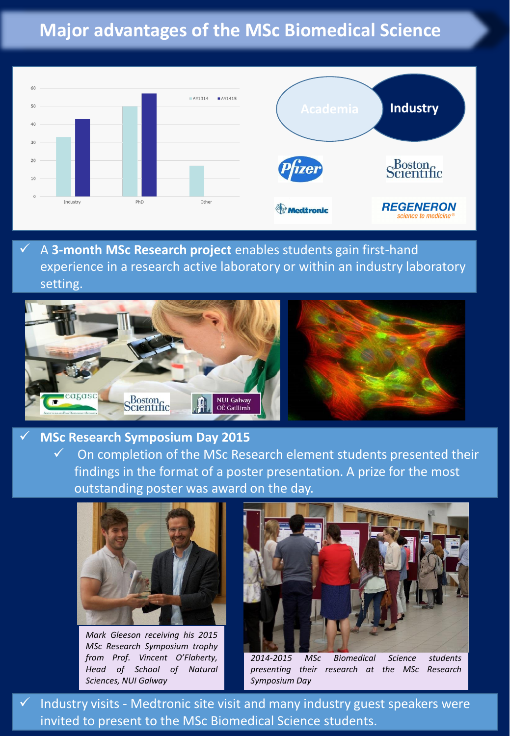# Major advantages of the MSc Biomedical Science

60
50
40
30
20
10
0

AY1314
AY1415

Industry
PhD
Other

Academia
Industry

- A **3-month MSc Research project** enables students gain first-hand experience in a research active laboratory or within an industry laboratory setting.

- **MSc Research Symposium Day 2015**
  - On completion of the MSc Research element students presented their findings in the format of a poster presentation. A prize for the most outstanding poster was award on the day.

*Mark Gleeson receiving his 2015 MSc Research Symposium trophy from Prof. Vincent O'Flaherty, Head of School of Natural Sciences, NUI Galway*

*2014-2015 MSc Biomedical Science students presenting their research at the MSc Research Symposium Day*

- Industry visits - Medtronic site visit and many industry guest speakers were invited to present to the MSc Biomedical Science students.